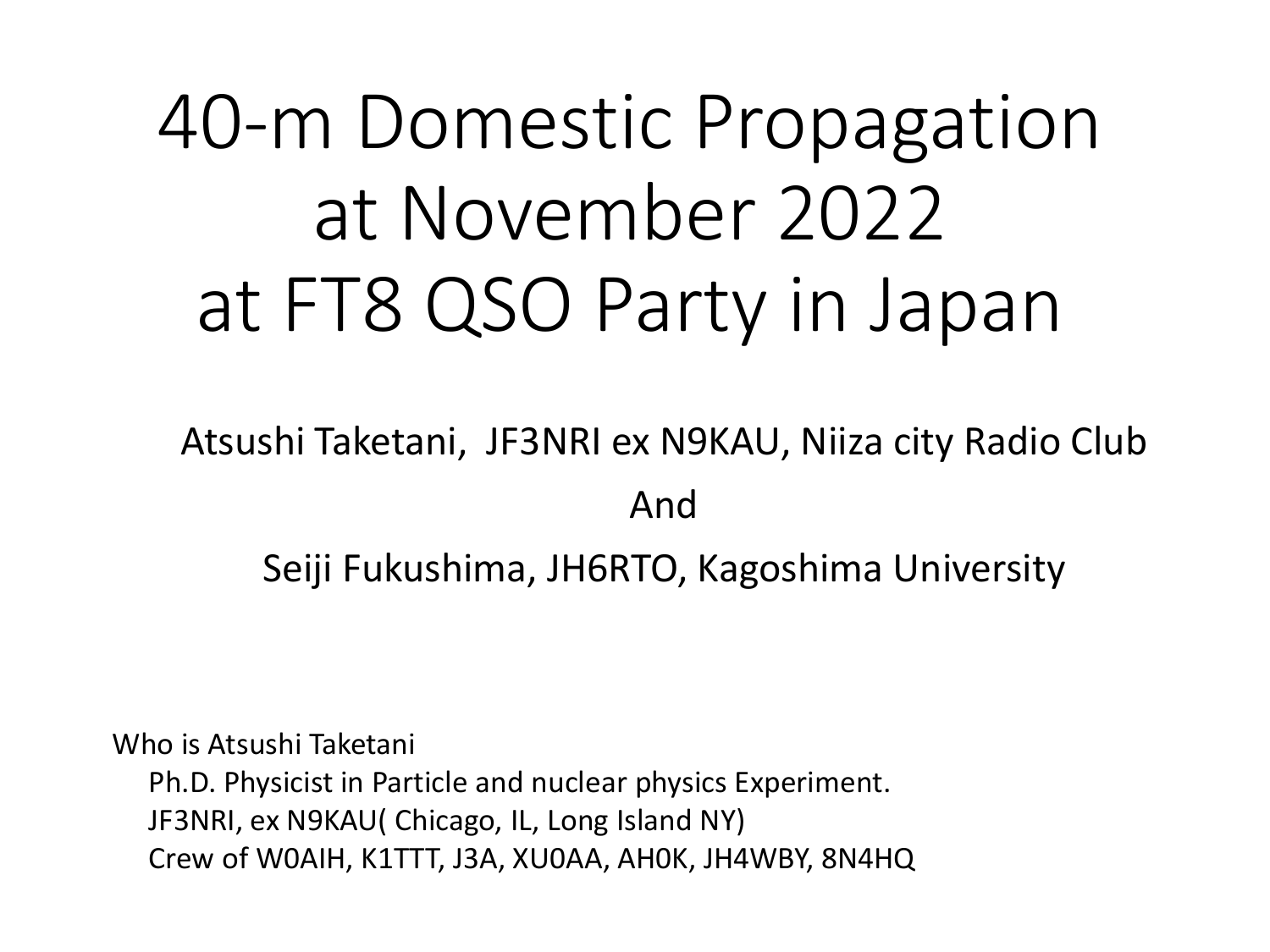# 40-m Domestic Propagation at November 2022 at FT8 QSO Party in Japan

Atsushi Taketani, JF3NRI ex N9KAU, Niiza city Radio Club

And

Seiji Fukushima, JH6RTO, Kagoshima University

Who is Atsushi Taketani

- Ph.D. Physicist in Particle and nuclear physics Experiment.
- JF3NRI, ex N9KAU( Chicago, IL, Long Island NY)
- Crew of W0AIH, K1TTT, J3A, XU0AA, AH0K, JH4WBY, 8N4HQ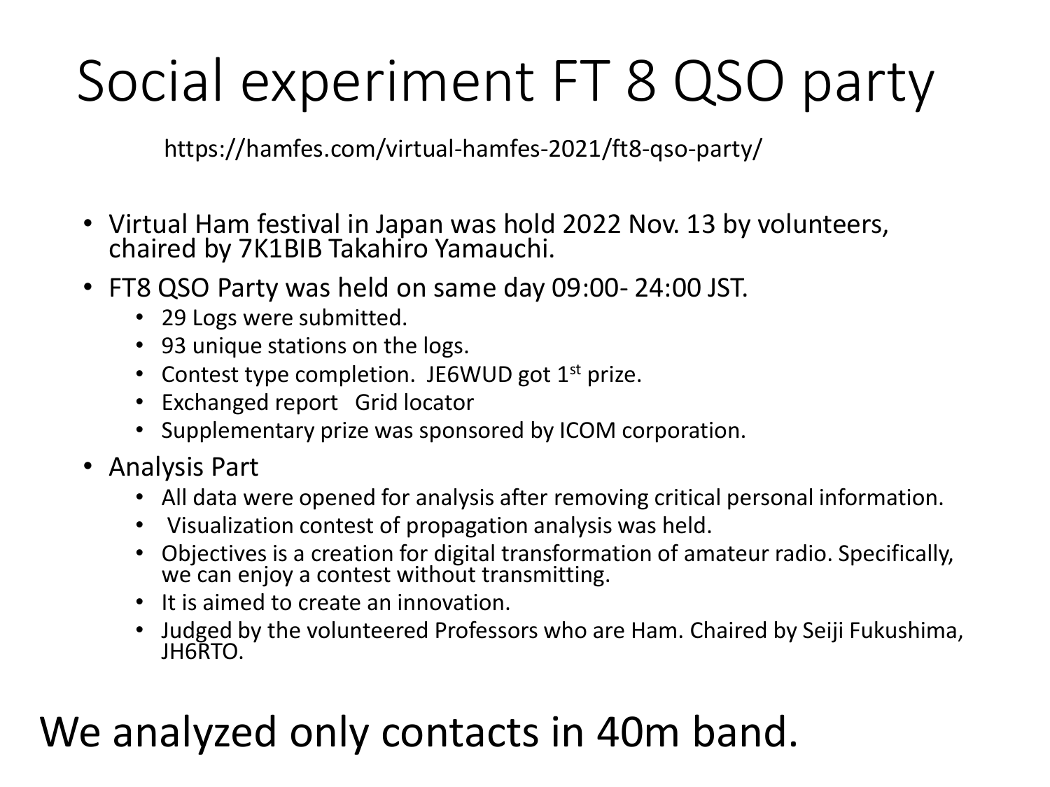# Social experiment FT 8 QSO party

https://hamfes.com/virtual-hamfes-2021/ft8-qso-party/

- Virtual Ham festival in Japan was hold 2022 Nov. 13 by volunteers, chaired by 7K1BIB Takahiro Yamauchi.
- FT8 QSO Party was held on same day 09:00- 24:00 JST.
  - 29 Logs were submitted.
  - 93 unique stations on the logs.
  - Contest type completion. JE6WUD got 1st prize.
  - Exchanged report Grid locator
  - Supplementary prize was sponsored by ICOM corporation.
- Analysis Part
  - All data were opened for analysis after removing critical personal information.
  - Visualization contest of propagation analysis was held.
  - Objectives is a creation for digital transformation of amateur radio. Specifically, we can enjoy a contest without transmitting.
  - It is aimed to create an innovation.
  - Judged by the volunteered Professors who are Ham. Chaired by Seiji Fukushima, JH6RTO.

## We analyzed only contacts in 40m band.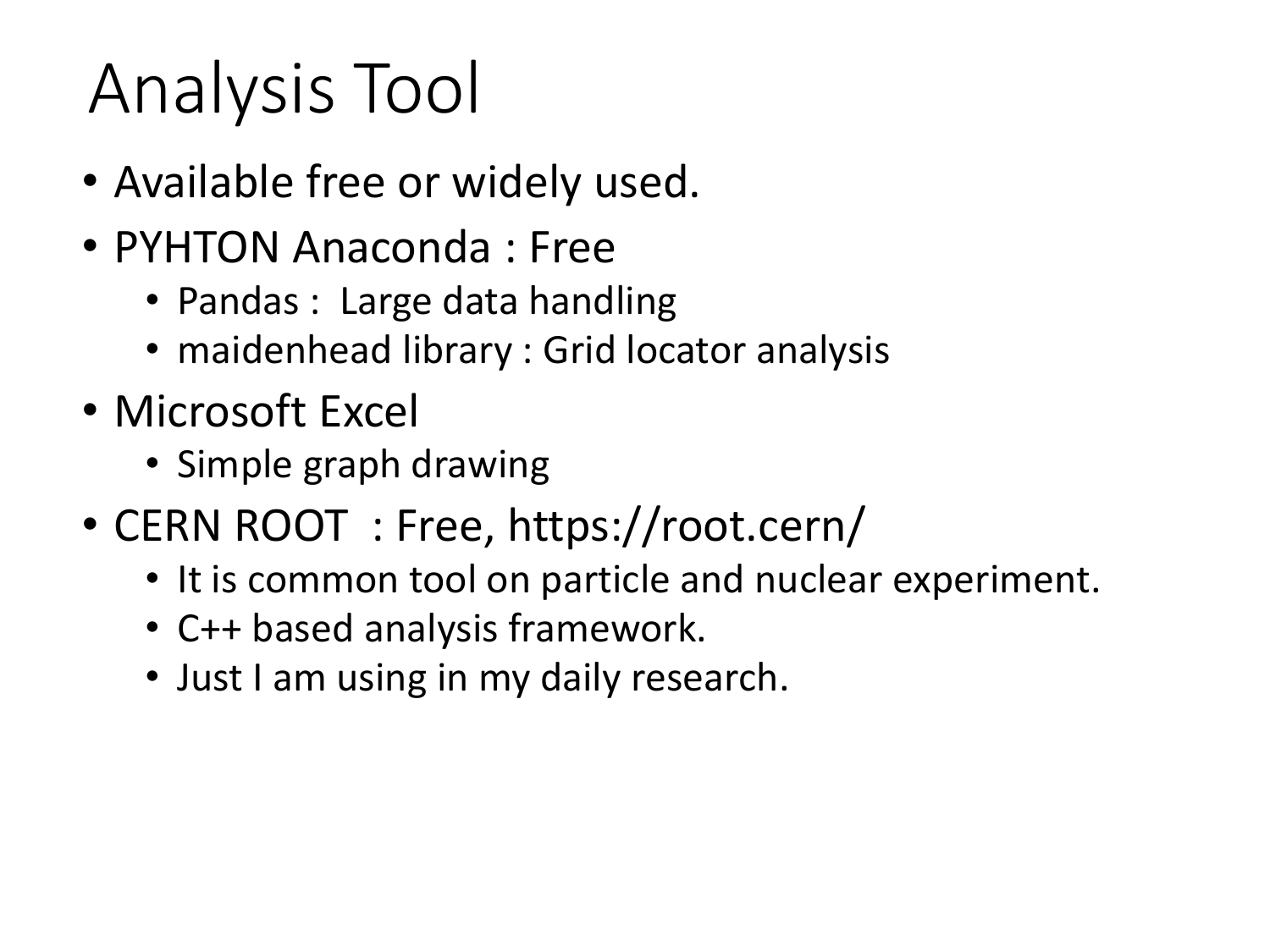# Analysis Tool

- Available free or widely used.
- PYHTON Anaconda : Free
  - Pandas :  Large data handling
  - maidenhead library : Grid locator analysis
- Microsoft Excel
  - Simple graph drawing
- CERN ROOT  : Free, https://root.cern/
  - It is common tool on particle and nuclear experiment.
  - C++ based analysis framework.
  - Just I am using in my daily research.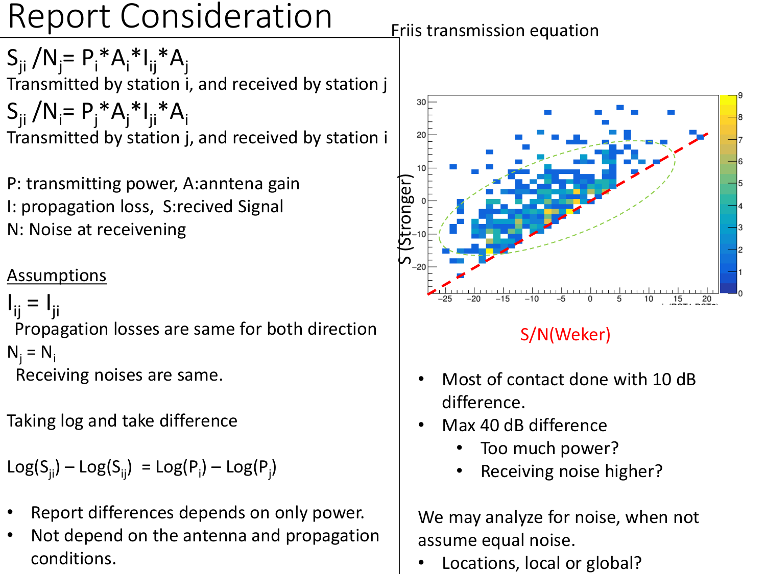# Report Consideration

$S_{ji} / N_j = P_i * A_i * I_{ij} * A_j$

Transmitted by station i, and received by station j

$S_{ji} / N_i = P_j * A_j * I_{ji} * A_i$

Transmitted by station j, and received by station i

P: transmitting power, A:anntena gain

I: propagation loss, S:recived Signal

N: Noise at receivening

<u>Assumptions</u>

$I_{ij} = I_{ji}$

Propagation losses are same for both direction

$N_j = N_i$

Receiving noises are same.

Taking log and take difference

$\text{Log}(S_{ji}) - \text{Log}(S_{ij}) = \text{Log}(P_i) - \text{Log}(P_j)$

- Report differences depends on only power.
- Not depend on the antenna and propagation conditions.

Friis transmission equation

S (Stronger)

S/N(Weker)

- Most of contact done with 10 dB difference.
- Max 40 dB difference
  - Too much power?
  - Receiving noise higher?

We may analyze for noise, when not assume equal noise.

- Locations, local or global?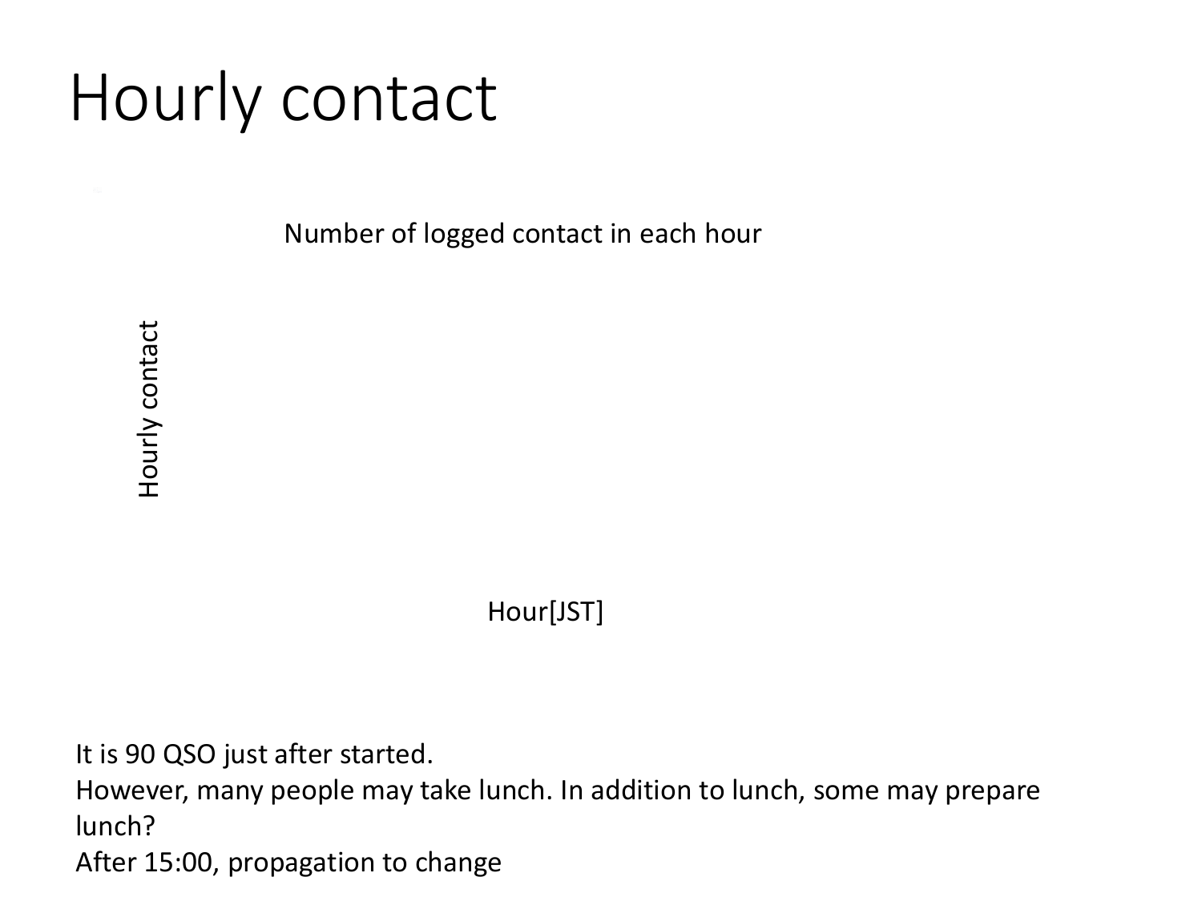# Hourly contact

Number of logged contact in each hour

Hourly contact

Hour[JST]

It is 90 QSO just after started.
However, many people may take lunch. In addition to lunch, some may prepare lunch?
After 15:00, propagation to change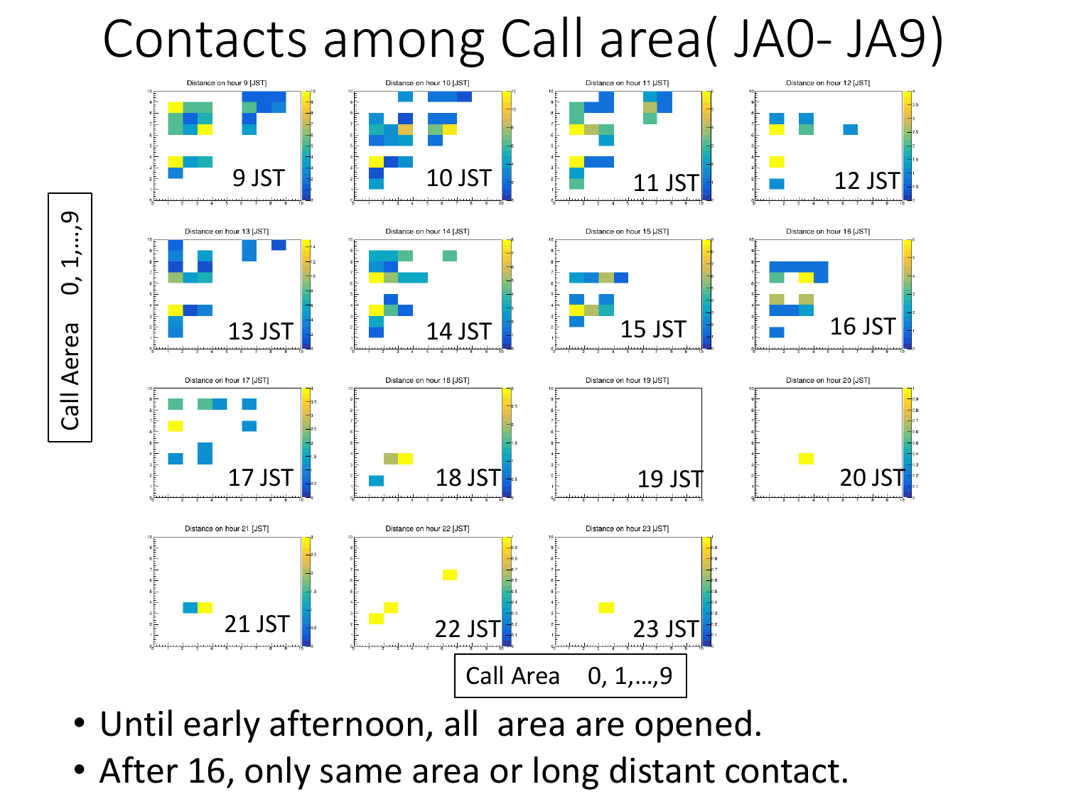# Contacts among Call area( JA0- JA9)

Call Aerea 0, 1,…,9

9 JST | 10 JST | 11 JST | 12 JST

13 JST | 14 JST | 15 JST | 16 JST

17 JST | 18 JST | 19 JST | 20 JST

21 JST | 22 JST | 23 JST

Call Area 0, 1,…,9

- Until early afternoon, all area are opened.
- After 16, only same area or long distant contact.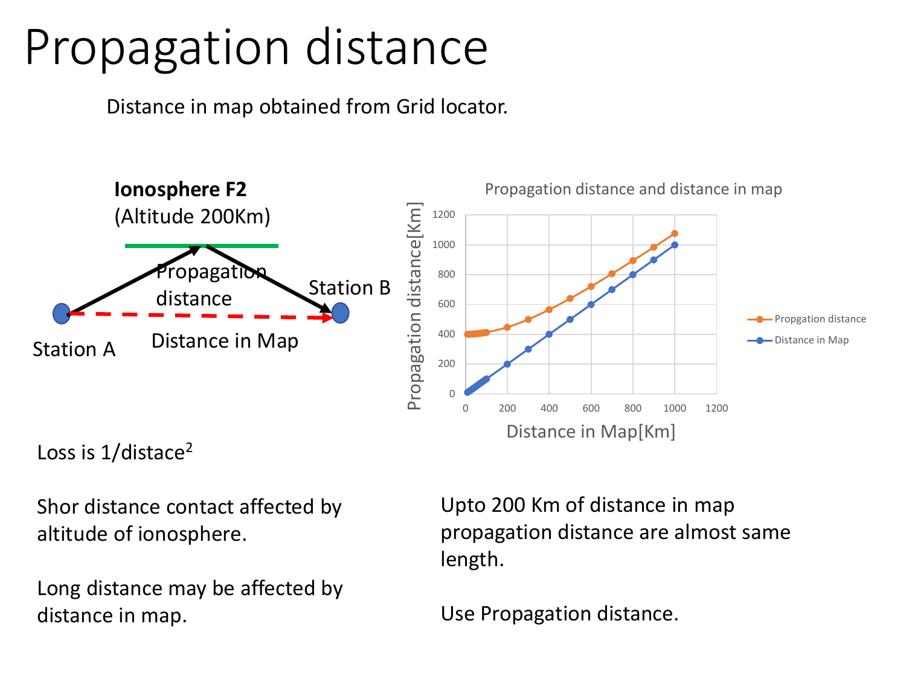# Propagation distance

Distance in map obtained from Grid locator.

**Ionosphere F2**
(Altitude 200Km)

Propagation distance

Station A

Station B

Distance in Map

Propagation distance and distance in map

Loss is 1/distace$^2$

Shor distance contact affected by altitude of ionosphere.

Long distance may be affected by distance in map.

Upto 200 Km of distance in map propagation distance are almost same length.

Use Propagation distance.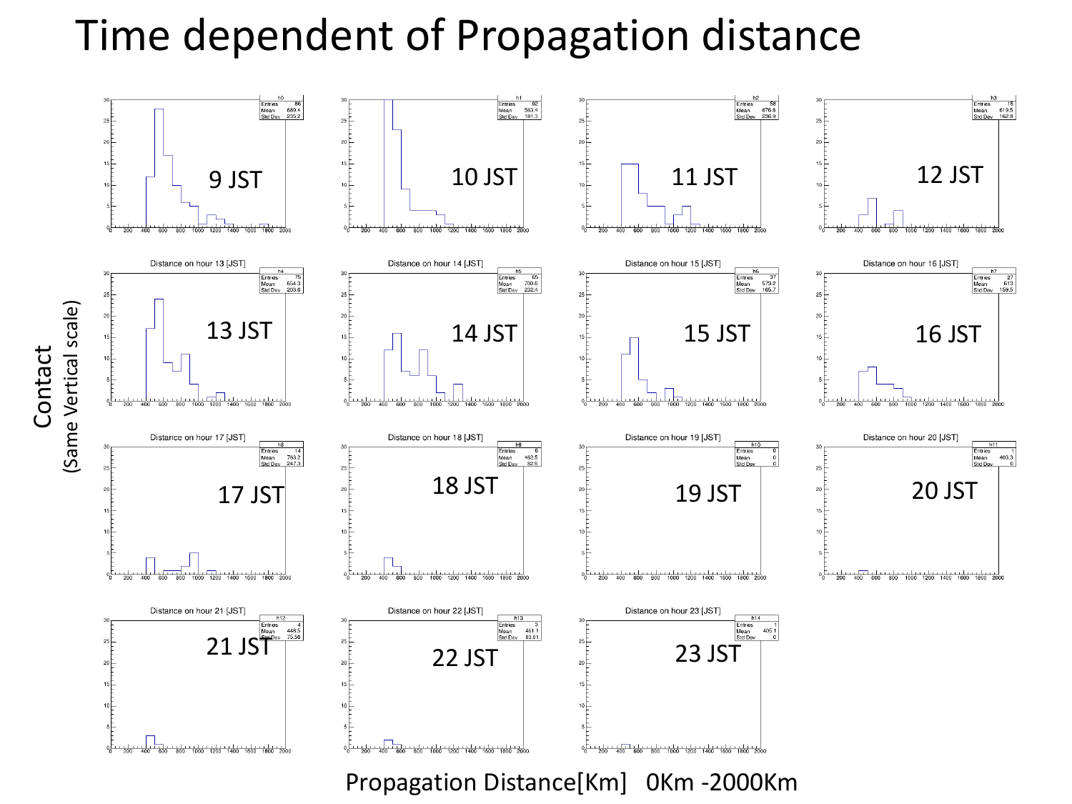# Time dependent of Propagation distance

Contact
(Same Vertical scale)

| Hour | Histogram | Entries | Mean | Std Dev |
|---|---|---|---|---|
| 9 JST | h0 | 86 | 689.4 | 235.2 |
| 10 JST | h1 | 92 | 563.4 | 181.3 |
| 11 JST | h2 | 58 | 676.6 | 236.9 |
| 12 JST | h3 | 15 | 619.5 | 162.8 |
| 13 JST | h4 | 75 | 654.3 | 203.6 |
| 14 JST | h5 | 65 | 700.6 | 232.4 |
| 15 JST | h6 | 37 | 573.2 | 165.7 |
| 16 JST | h7 | 27 | 613 | 159.5 |
| 17 JST | h8 | 14 | 763.2 | 247.3 |
| 18 JST | h9 | 6 | 462.5 | 82.6 |
| 19 JST | h10 | 0 | 0 | 0 |
| 20 JST | h11 | 1 | 403.3 | 0 |
| 21 JST | h12 | 4 | 448.5 | 75.56 |
| 22 JST | h13 | 3 | 461.1 | 83.81 |
| 23 JST | h14 | 1 | 405.1 | 0 |

Propagation Distance[Km] 0Km -2000Km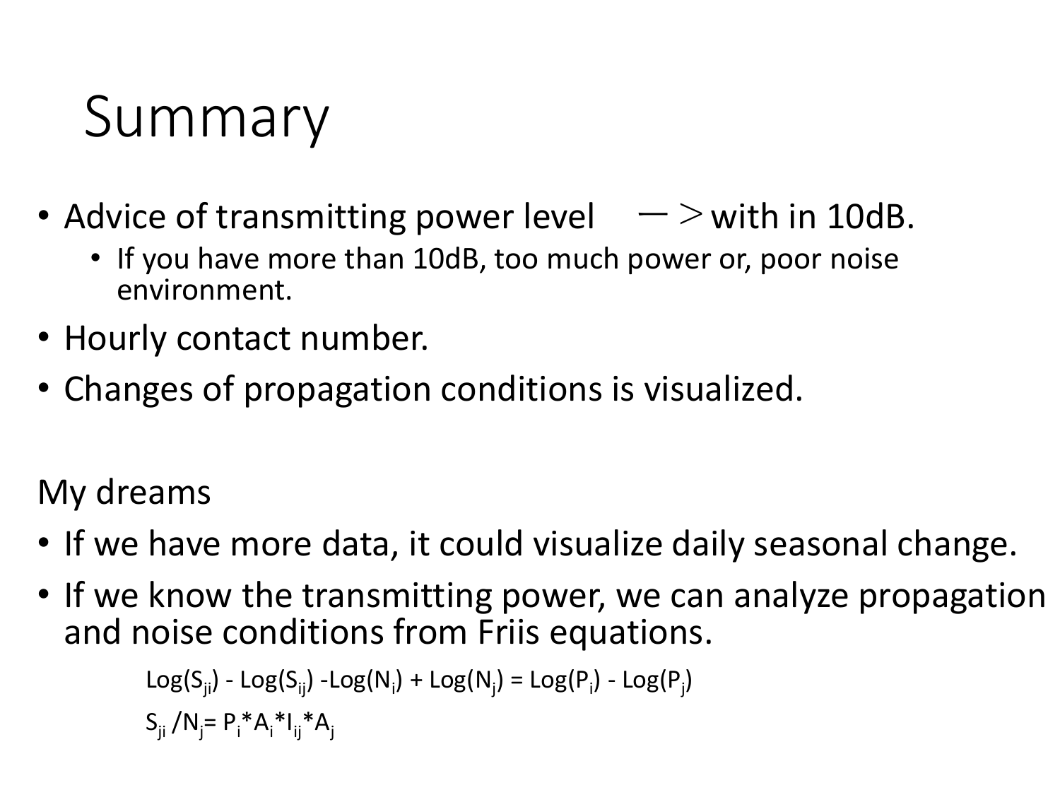# Summary

- Advice of transmitting power level　－＞with in 10dB.
  - If you have more than 10dB, too much power or, poor noise environment.
- Hourly contact number.
- Changes of propagation conditions is visualized.

My dreams

- If we have more data, it could visualize daily seasonal change.
- If we know the transmitting power, we can analyze propagation and noise conditions from Friis equations.

$$\mathrm{Log}(S_{ji}) - \mathrm{Log}(S_{ij}) - \mathrm{Log}(N_i) + \mathrm{Log}(N_j) = \mathrm{Log}(P_i) - \mathrm{Log}(P_j)$$

$$S_{ji} / N_j = P_i * A_i * I_{ij} * A_j$$